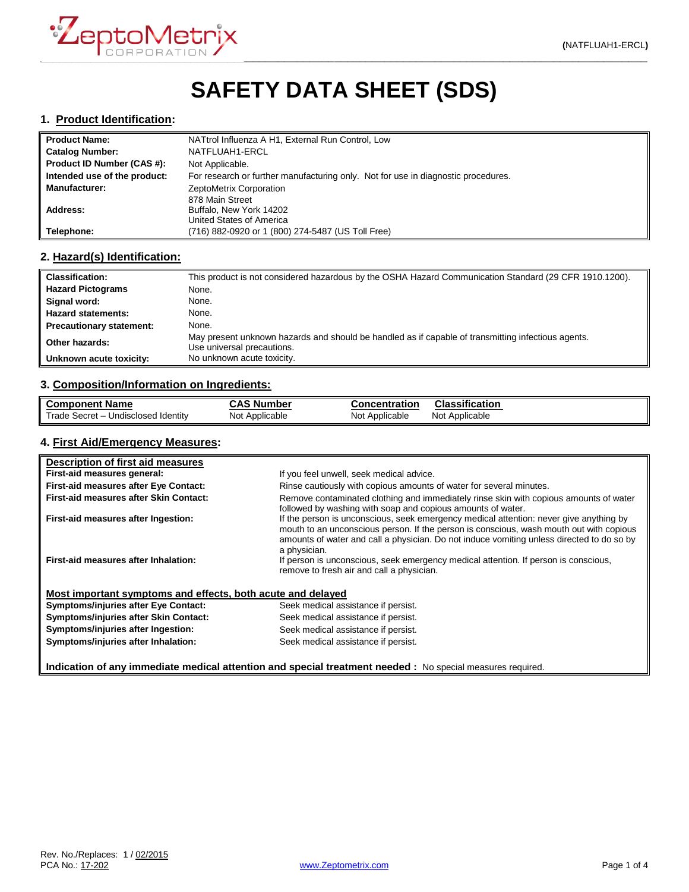# SAFETY DATA SHEET (SDS)

## 1. Product Identification:

| | |
|---|---|
| **Product Name:** | NATtrol Influenza A H1, External Run Control, Low |
| **Catalog Number:** | NATFLUAH1-ERCL |
| **Product ID Number (CAS #):** | Not Applicable. |
| **Intended use of the product:** | For research or further manufacturing only. Not for use in diagnostic procedures. |
| **Manufacturer:** | ZeptoMetrix Corporation |
| **Address:** | 878 Main Street<br>Buffalo, New York 14202<br>United States of America |
| **Telephone:** | (716) 882-0920 or 1 (800) 274-5487 (US Toll Free) |

## 2. Hazard(s) Identification:

| | |
|---|---|
| **Classification:** | This product is not considered hazardous by the OSHA Hazard Communication Standard (29 CFR 1910.1200). |
| **Hazard Pictograms** | None. |
| **Signal word:** | None. |
| **Hazard statements:** | None. |
| **Precautionary statement:** | None. |
| **Other hazards:** | May present unknown hazards and should be handled as if capable of transmitting infectious agents. Use universal precautions. |
| **Unknown acute toxicity:** | No unknown acute toxicity. |

## 3. Composition/Information on Ingredients:

| Component Name | CAS Number | Concentration | Classification |
|---|---|---|---|
| Trade Secret – Undisclosed Identity | Not Applicable | Not Applicable | Not Applicable |

## 4. First Aid/Emergency Measures:

**Description of first aid measures**

| | |
|---|---|
| **First-aid measures general:** | If you feel unwell, seek medical advice. |
| **First-aid measures after Eye Contact:** | Rinse cautiously with copious amounts of water for several minutes. |
| **First-aid measures after Skin Contact:** | Remove contaminated clothing and immediately rinse skin with copious amounts of water followed by washing with soap and copious amounts of water. |
| **First-aid measures after Ingestion:** | If the person is unconscious, seek emergency medical attention: never give anything by mouth to an unconscious person. If the person is conscious, wash mouth out with copious amounts of water and call a physician. Do not induce vomiting unless directed to do so by a physician. |
| **First-aid measures after Inhalation:** | If person is unconscious, seek emergency medical attention. If person is conscious, remove to fresh air and call a physician. |

**Most important symptoms and effects, both acute and delayed**

| | |
|---|---|
| **Symptoms/injuries after Eye Contact:** | Seek medical assistance if persist. |
| **Symptoms/injuries after Skin Contact:** | Seek medical assistance if persist. |
| **Symptoms/injuries after Ingestion:** | Seek medical assistance if persist. |
| **Symptoms/injuries after Inhalation:** | Seek medical assistance if persist. |

**Indication of any immediate medical attention and special treatment needed :** No special measures required.

Rev. No./Replaces: 1 / 02/2015
PCA No.: 17-202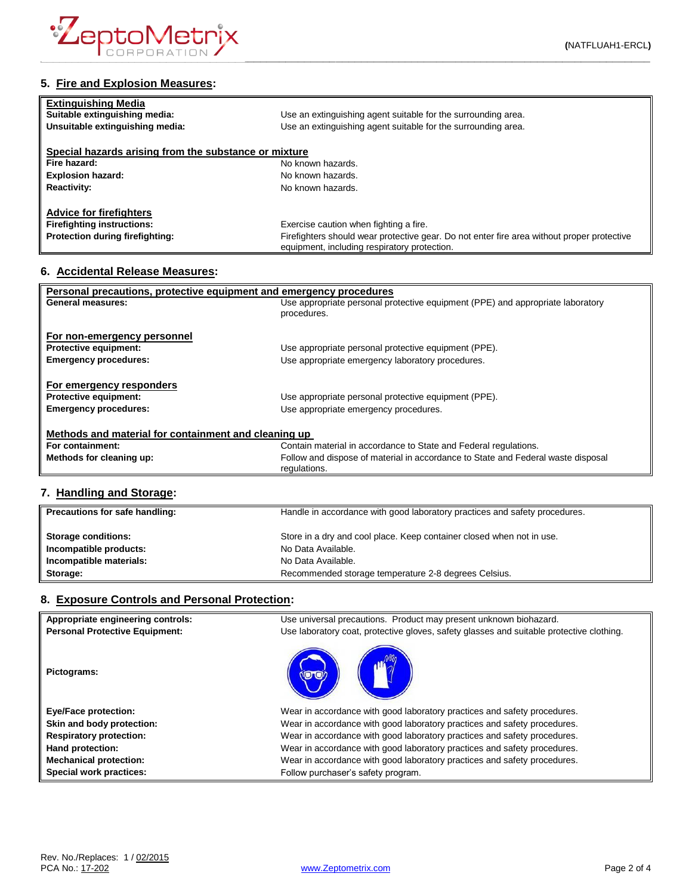## 5. Fire and Explosion Measures:

| | |
|---|---|
| **Extinguishing Media** | |
| **Suitable extinguishing media:** | Use an extinguishing agent suitable for the surrounding area. |
| **Unsuitable extinguishing media:** | Use an extinguishing agent suitable for the surrounding area. |
| **Special hazards arising from the substance or mixture** | |
| **Fire hazard:** | No known hazards. |
| **Explosion hazard:** | No known hazards. |
| **Reactivity:** | No known hazards. |
| **Advice for firefighters** | |
| **Firefighting instructions:** | Exercise caution when fighting a fire. |
| **Protection during firefighting:** | Firefighters should wear protective gear. Do not enter fire area without proper protective equipment, including respiratory protection. |

## 6. Accidental Release Measures:

| | |
|---|---|
| **Personal precautions, protective equipment and emergency procedures** | |
| **General measures:** | Use appropriate personal protective equipment (PPE) and appropriate laboratory procedures. |
| **For non-emergency personnel** | |
| **Protective equipment:** | Use appropriate personal protective equipment (PPE). |
| **Emergency procedures:** | Use appropriate emergency laboratory procedures. |
| **For emergency responders** | |
| **Protective equipment:** | Use appropriate personal protective equipment (PPE). |
| **Emergency procedures:** | Use appropriate emergency procedures. |
| **Methods and material for containment and cleaning up** | |
| **For containment:** | Contain material in accordance to State and Federal regulations. |
| **Methods for cleaning up:** | Follow and dispose of material in accordance to State and Federal waste disposal regulations. |

## 7. Handling and Storage:

| | |
|---|---|
| **Precautions for safe handling:** | Handle in accordance with good laboratory practices and safety procedures. |
| **Storage conditions:** | Store in a dry and cool place. Keep container closed when not in use. |
| **Incompatible products:** | No Data Available. |
| **Incompatible materials:** | No Data Available. |
| **Storage:** | Recommended storage temperature 2-8 degrees Celsius. |

## 8. Exposure Controls and Personal Protection:

| | |
|---|---|
| **Appropriate engineering controls:** | Use universal precautions. Product may present unknown biohazard. |
| **Personal Protective Equipment:** | Use laboratory coat, protective gloves, safety glasses and suitable protective clothing. |
| **Pictograms:** | |
| **Eye/Face protection:** | Wear in accordance with good laboratory practices and safety procedures. |
| **Skin and body protection:** | Wear in accordance with good laboratory practices and safety procedures. |
| **Respiratory protection:** | Wear in accordance with good laboratory practices and safety procedures. |
| **Hand protection:** | Wear in accordance with good laboratory practices and safety procedures. |
| **Mechanical protection:** | Wear in accordance with good laboratory practices and safety procedures. |
| **Special work practices:** | Follow purchaser's safety program. |

Rev. No./Replaces: 1 / 02/2015
PCA No.: 17-202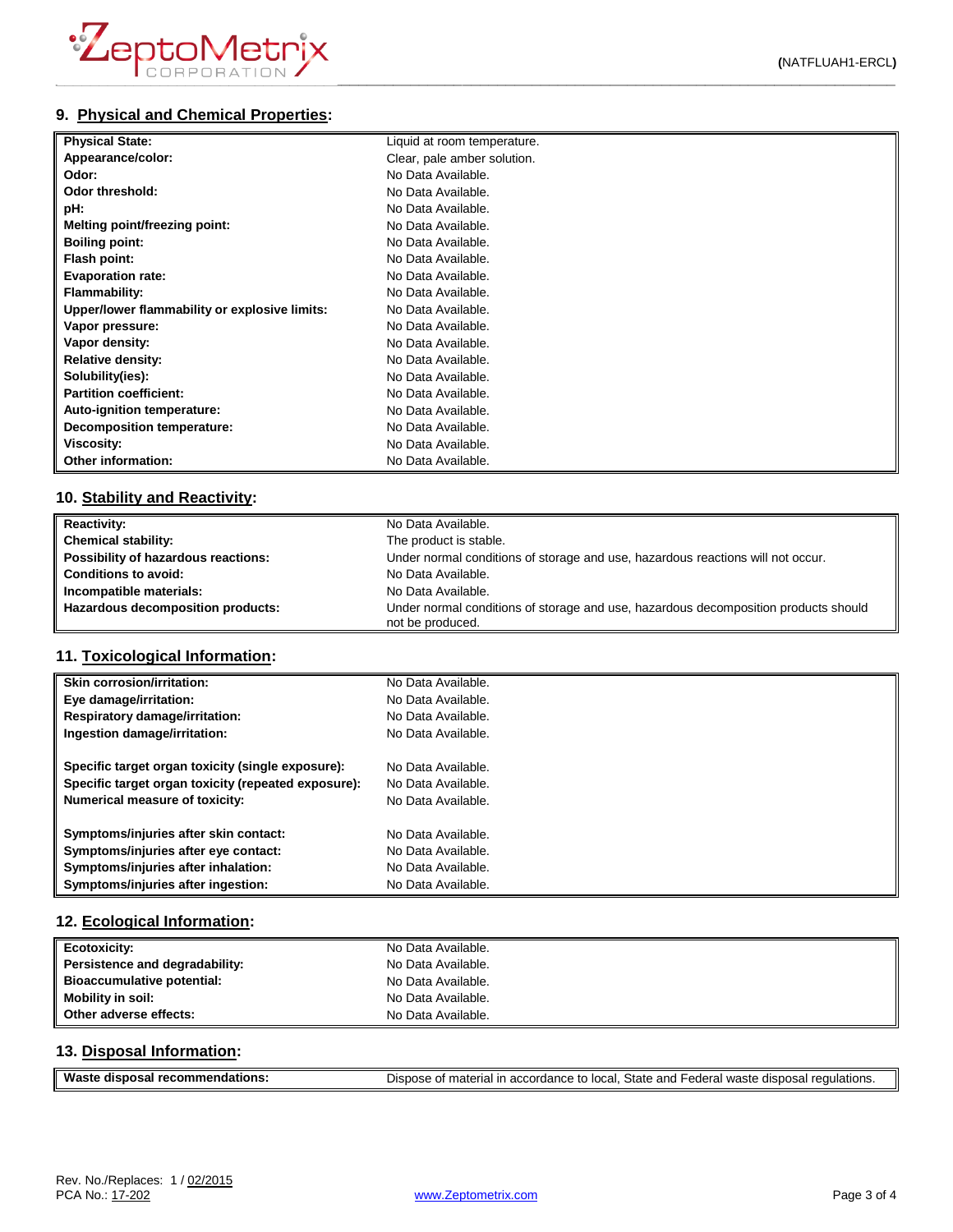## 9. Physical and Chemical Properties:

| | |
|---|---|
| **Physical State:** | Liquid at room temperature. |
| **Appearance/color:** | Clear, pale amber solution. |
| **Odor:** | No Data Available. |
| **Odor threshold:** | No Data Available. |
| **pH:** | No Data Available. |
| **Melting point/freezing point:** | No Data Available. |
| **Boiling point:** | No Data Available. |
| **Flash point:** | No Data Available. |
| **Evaporation rate:** | No Data Available. |
| **Flammability:** | No Data Available. |
| **Upper/lower flammability or explosive limits:** | No Data Available. |
| **Vapor pressure:** | No Data Available. |
| **Vapor density:** | No Data Available. |
| **Relative density:** | No Data Available. |
| **Solubility(ies):** | No Data Available. |
| **Partition coefficient:** | No Data Available. |
| **Auto-ignition temperature:** | No Data Available. |
| **Decomposition temperature:** | No Data Available. |
| **Viscosity:** | No Data Available. |
| **Other information:** | No Data Available. |

## 10. Stability and Reactivity:

| | |
|---|---|
| **Reactivity:** | No Data Available. |
| **Chemical stability:** | The product is stable. |
| **Possibility of hazardous reactions:** | Under normal conditions of storage and use, hazardous reactions will not occur. |
| **Conditions to avoid:** | No Data Available. |
| **Incompatible materials:** | No Data Available. |
| **Hazardous decomposition products:** | Under normal conditions of storage and use, hazardous decomposition products should not be produced. |

## 11. Toxicological Information:

| | |
|---|---|
| **Skin corrosion/irritation:** | No Data Available. |
| **Eye damage/irritation:** | No Data Available. |
| **Respiratory damage/irritation:** | No Data Available. |
| **Ingestion damage/irritation:** | No Data Available. |
| **Specific target organ toxicity (single exposure):** | No Data Available. |
| **Specific target organ toxicity (repeated exposure):** | No Data Available. |
| **Numerical measure of toxicity:** | No Data Available. |
| **Symptoms/injuries after skin contact:** | No Data Available. |
| **Symptoms/injuries after eye contact:** | No Data Available. |
| **Symptoms/injuries after inhalation:** | No Data Available. |
| **Symptoms/injuries after ingestion:** | No Data Available. |

## 12. Ecological Information:

| | |
|---|---|
| **Ecotoxicity:** | No Data Available. |
| **Persistence and degradability:** | No Data Available. |
| **Bioaccumulative potential:** | No Data Available. |
| **Mobility in soil:** | No Data Available. |
| **Other adverse effects:** | No Data Available. |

## 13. Disposal Information:

| | |
|---|---|
| **Waste disposal recommendations:** | Dispose of material in accordance to local, State and Federal waste disposal regulations. |

Rev. No./Replaces: 1 / 02/2015
PCA No.: 17-202

www.Zeptometrix.com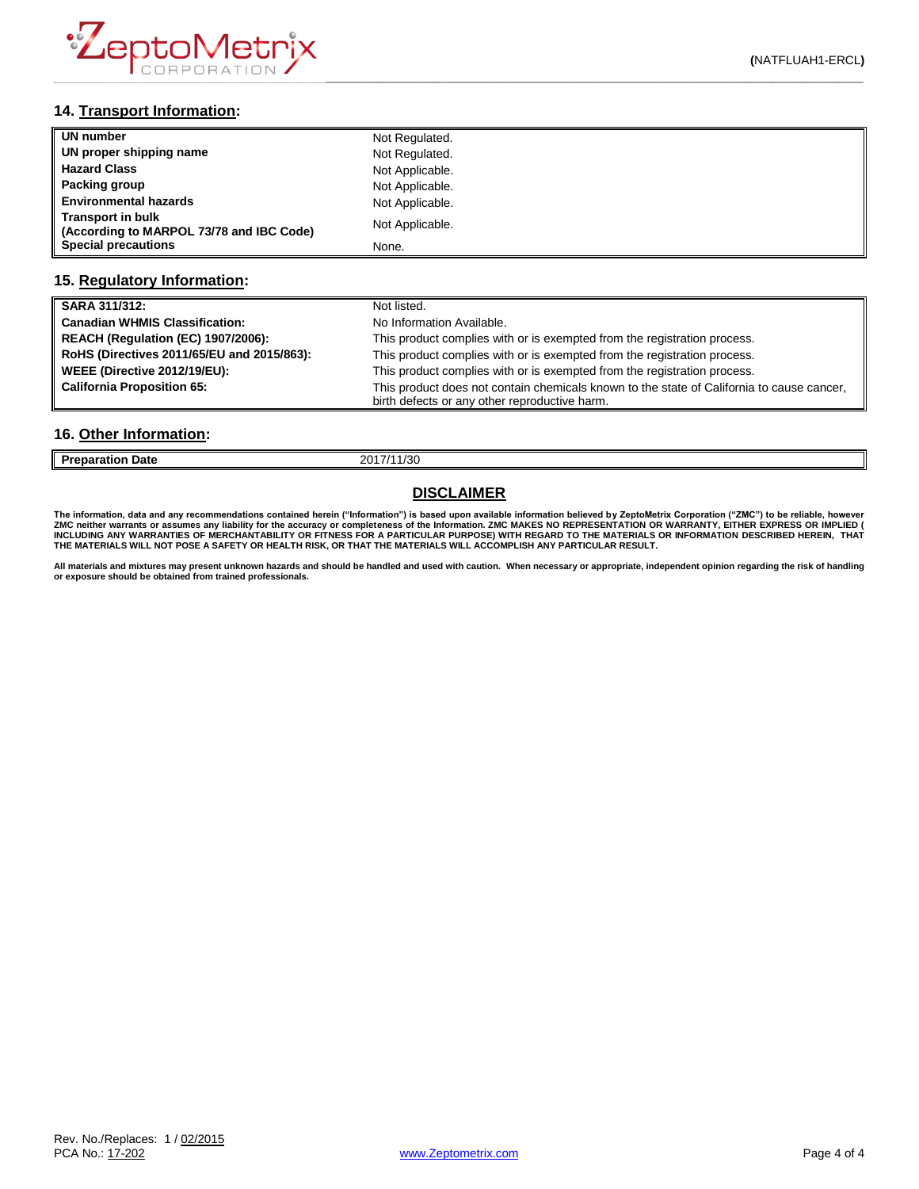## 14. Transport Information:

| | |
|---|---|
| **UN number** | Not Regulated. |
| **UN proper shipping name** | Not Regulated. |
| **Hazard Class** | Not Applicable. |
| **Packing group** | Not Applicable. |
| **Environmental hazards** | Not Applicable. |
| **Transport in bulk (According to MARPOL 73/78 and IBC Code)** | Not Applicable. |
| **Special precautions** | None. |

## 15. Regulatory Information:

| | |
|---|---|
| **SARA 311/312:** | Not listed. |
| **Canadian WHMIS Classification:** | No Information Available. |
| **REACH (Regulation (EC) 1907/2006):** | This product complies with or is exempted from the registration process. |
| **RoHS (Directives 2011/65/EU and 2015/863):** | This product complies with or is exempted from the registration process. |
| **WEEE (Directive 2012/19/EU):** | This product complies with or is exempted from the registration process. |
| **California Proposition 65:** | This product does not contain chemicals known to the state of California to cause cancer, birth defects or any other reproductive harm. |

## 16. Other Information:

| | |
|---|---|
| **Preparation Date** | 2017/11/30 |

## DISCLAIMER

**The information, data and any recommendations contained herein ("Information") is based upon available information believed by ZeptoMetrix Corporation ("ZMC") to be reliable, however ZMC neither warrants or assumes any liability for the accuracy or completeness of the Information. ZMC MAKES NO REPRESENTATION OR WARRANTY, EITHER EXPRESS OR IMPLIED ( INCLUDING ANY WARRANTIES OF MERCHANTABILITY OR FITNESS FOR A PARTICULAR PURPOSE) WITH REGARD TO THE MATERIALS OR INFORMATION DESCRIBED HEREIN, THAT THE MATERIALS WILL NOT POSE A SAFETY OR HEALTH RISK, OR THAT THE MATERIALS WILL ACCOMPLISH ANY PARTICULAR RESULT.**

**All materials and mixtures may present unknown hazards and should be handled and used with caution. When necessary or appropriate, independent opinion regarding the risk of handling or exposure should be obtained from trained professionals.**

Rev. No./Replaces: 1 / 02/2015
PCA No.: 17-202